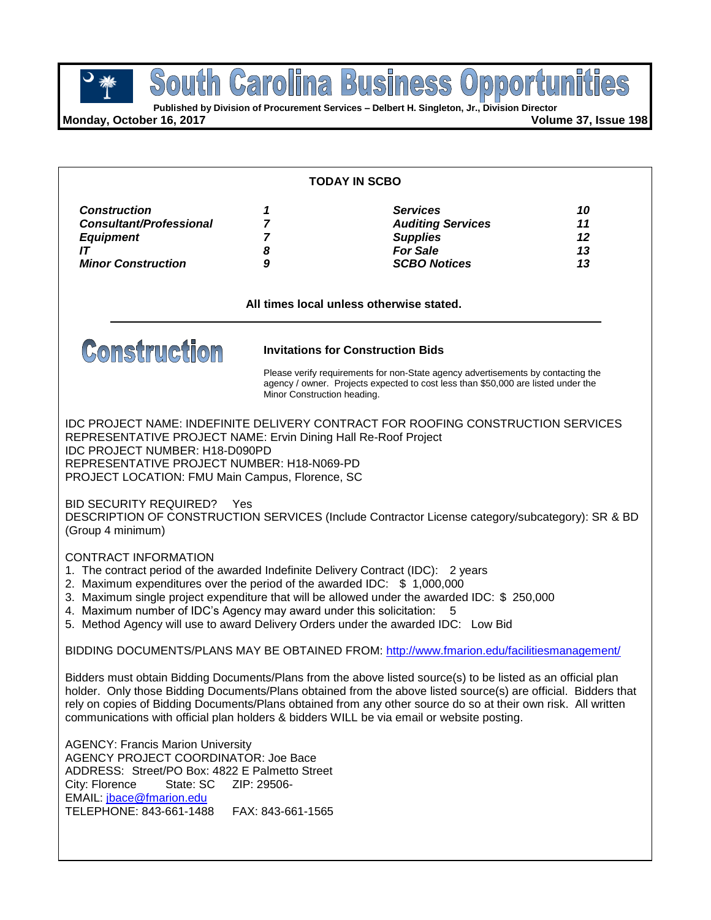# South Carolina Business Opportunities

**Published by Division of Procurement Services – Delbert H. Singleton, Jr., Division Director**

**Monday, October 16, 2017** **Volume 37, Issue 198**

## TODAY IN SCBO

| | | | |
|---|---|---|---|
| ***Construction*** | ***1*** | ***Services*** | ***10*** |
| ***Consultant/Professional*** | ***7*** | ***Auditing Services*** | ***11*** |
| ***Equipment*** | ***7*** | ***Supplies*** | ***12*** |
| ***IT*** | ***8*** | ***For Sale*** | ***13*** |
| ***Minor Construction*** | ***9*** | ***SCBO Notices*** | ***13*** |

**All times local unless otherwise stated.**

---

# Construction

### Invitations for Construction Bids

Please verify requirements for non-State agency advertisements by contacting the agency / owner. Projects expected to cost less than $50,000 are listed under the Minor Construction heading.

IDC PROJECT NAME: INDEFINITE DELIVERY CONTRACT FOR ROOFING CONSTRUCTION SERVICES
REPRESENTATIVE PROJECT NAME: Ervin Dining Hall Re-Roof Project
IDC PROJECT NUMBER: H18-D090PD
REPRESENTATIVE PROJECT NUMBER: H18-N069-PD
PROJECT LOCATION: FMU Main Campus, Florence, SC

BID SECURITY REQUIRED? Yes
DESCRIPTION OF CONSTRUCTION SERVICES (Include Contractor License category/subcategory): SR & BD (Group 4 minimum)

CONTRACT INFORMATION
1. The contract period of the awarded Indefinite Delivery Contract (IDC): 2 years
2. Maximum expenditures over the period of the awarded IDC: $ 1,000,000
3. Maximum single project expenditure that will be allowed under the awarded IDC: $ 250,000
4. Maximum number of IDC's Agency may award under this solicitation: 5
5. Method Agency will use to award Delivery Orders under the awarded IDC: Low Bid

BIDDING DOCUMENTS/PLANS MAY BE OBTAINED FROM: http://www.fmarion.edu/facilitiesmanagement/

Bidders must obtain Bidding Documents/Plans from the above listed source(s) to be listed as an official plan holder. Only those Bidding Documents/Plans obtained from the above listed source(s) are official. Bidders that rely on copies of Bidding Documents/Plans obtained from any other source do so at their own risk. All written communications with official plan holders & bidders WILL be via email or website posting.

AGENCY: Francis Marion University
AGENCY PROJECT COORDINATOR: Joe Bace
ADDRESS: Street/PO Box: 4822 E Palmetto Street
City: Florence State: SC ZIP: 29506-
EMAIL: jbace@fmarion.edu
TELEPHONE: 843-661-1488 FAX: 843-661-1565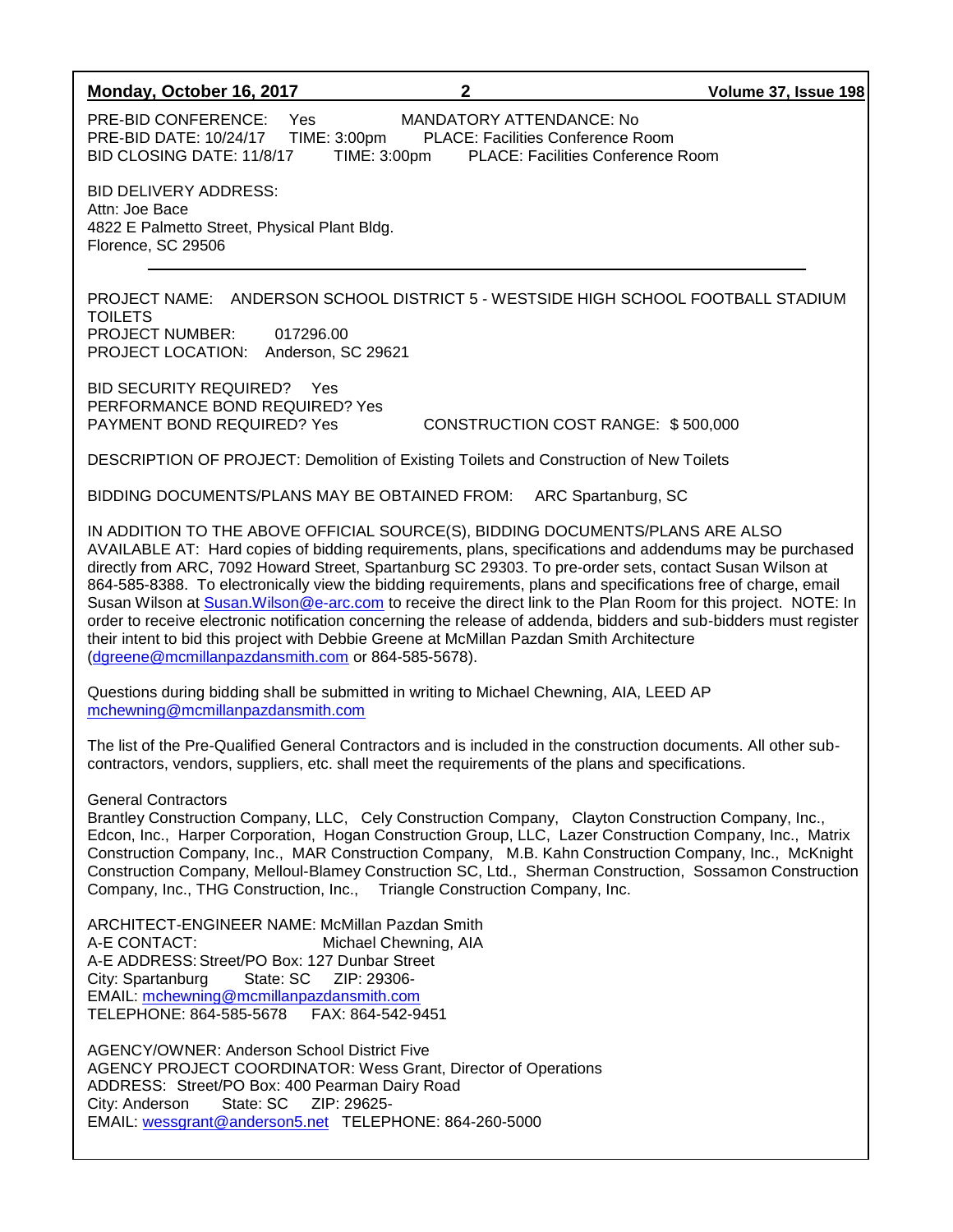PRE-BID CONFERENCE: Yes MANDATORY ATTENDANCE: No
PRE-BID DATE: 10/24/17 TIME: 3:00pm PLACE: Facilities Conference Room
BID CLOSING DATE: 11/8/17 TIME: 3:00pm PLACE: Facilities Conference Room

BID DELIVERY ADDRESS:
Attn: Joe Bace
4822 E Palmetto Street, Physical Plant Bldg.
Florence, SC 29506

---

PROJECT NAME: ANDERSON SCHOOL DISTRICT 5 - WESTSIDE HIGH SCHOOL FOOTBALL STADIUM TOILETS
PROJECT NUMBER: 017296.00
PROJECT LOCATION: Anderson, SC 29621

BID SECURITY REQUIRED? Yes
PERFORMANCE BOND REQUIRED? Yes
PAYMENT BOND REQUIRED? Yes CONSTRUCTION COST RANGE: $ 500,000

DESCRIPTION OF PROJECT: Demolition of Existing Toilets and Construction of New Toilets

BIDDING DOCUMENTS/PLANS MAY BE OBTAINED FROM: ARC Spartanburg, SC

IN ADDITION TO THE ABOVE OFFICIAL SOURCE(S), BIDDING DOCUMENTS/PLANS ARE ALSO AVAILABLE AT: Hard copies of bidding requirements, plans, specifications and addendums may be purchased directly from ARC, 7092 Howard Street, Spartanburg SC 29303. To pre-order sets, contact Susan Wilson at 864-585-8388. To electronically view the bidding requirements, plans and specifications free of charge, email Susan Wilson at Susan.Wilson@e-arc.com to receive the direct link to the Plan Room for this project. NOTE: In order to receive electronic notification concerning the release of addenda, bidders and sub-bidders must register their intent to bid this project with Debbie Greene at McMillan Pazdan Smith Architecture (dgreene@mcmillanpazdansmith.com or 864-585-5678).

Questions during bidding shall be submitted in writing to Michael Chewning, AIA, LEED AP
mchewning@mcmillanpazdansmith.com

The list of the Pre-Qualified General Contractors and is included in the construction documents. All other sub-contractors, vendors, suppliers, etc. shall meet the requirements of the plans and specifications.

General Contractors
Brantley Construction Company, LLC, Cely Construction Company, Clayton Construction Company, Inc., Edcon, Inc., Harper Corporation, Hogan Construction Group, LLC, Lazer Construction Company, Inc., Matrix Construction Company, Inc., MAR Construction Company, M.B. Kahn Construction Company, Inc., McKnight Construction Company, Melloul-Blamey Construction SC, Ltd., Sherman Construction, Sossamon Construction Company, Inc., THG Construction, Inc., Triangle Construction Company, Inc.

ARCHITECT-ENGINEER NAME: McMillan Pazdan Smith
A-E CONTACT: Michael Chewning, AIA
A-E ADDRESS: Street/PO Box: 127 Dunbar Street
City: Spartanburg State: SC ZIP: 29306-
EMAIL: mchewning@mcmillanpazdansmith.com
TELEPHONE: 864-585-5678 FAX: 864-542-9451

AGENCY/OWNER: Anderson School District Five
AGENCY PROJECT COORDINATOR: Wess Grant, Director of Operations
ADDRESS: Street/PO Box: 400 Pearman Dairy Road
City: Anderson State: SC ZIP: 29625-
EMAIL: wessgrant@anderson5.net TELEPHONE: 864-260-5000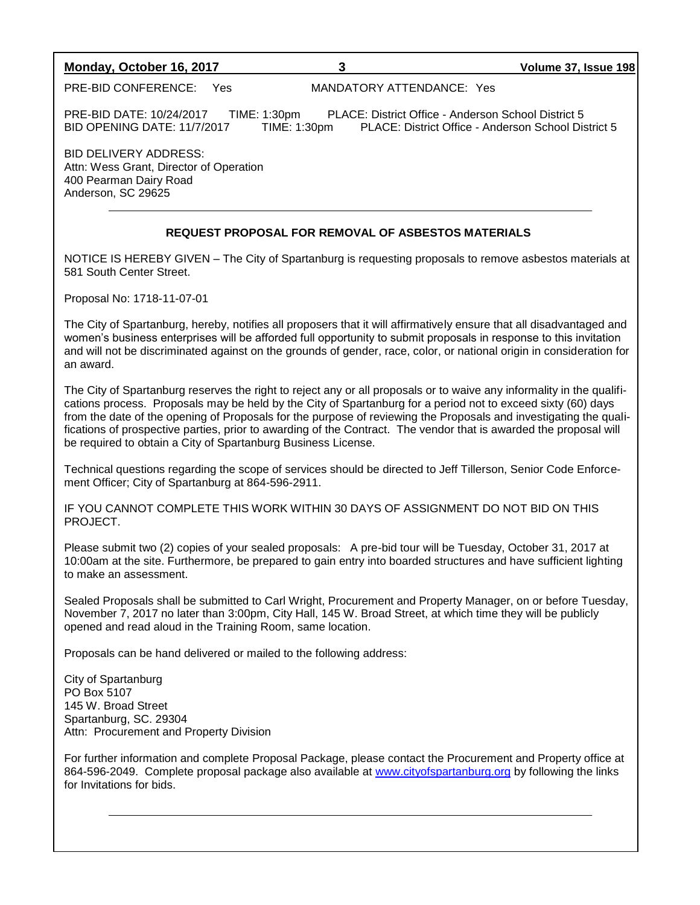PRE-BID CONFERENCE: Yes MANDATORY ATTENDANCE: Yes

PRE-BID DATE: 10/24/2017 TIME: 1:30pm PLACE: District Office - Anderson School District 5
BID OPENING DATE: 11/7/2017 TIME: 1:30pm PLACE: District Office - Anderson School District 5

BID DELIVERY ADDRESS:
Attn: Wess Grant, Director of Operation
400 Pearman Dairy Road
Anderson, SC 29625

---

**REQUEST PROPOSAL FOR REMOVAL OF ASBESTOS MATERIALS**

NOTICE IS HEREBY GIVEN – The City of Spartanburg is requesting proposals to remove asbestos materials at 581 South Center Street.

Proposal No: 1718-11-07-01

The City of Spartanburg, hereby, notifies all proposers that it will affirmatively ensure that all disadvantaged and women's business enterprises will be afforded full opportunity to submit proposals in response to this invitation and will not be discriminated against on the grounds of gender, race, color, or national origin in consideration for an award.

The City of Spartanburg reserves the right to reject any or all proposals or to waive any informality in the qualifications process. Proposals may be held by the City of Spartanburg for a period not to exceed sixty (60) days from the date of the opening of Proposals for the purpose of reviewing the Proposals and investigating the qualifications of prospective parties, prior to awarding of the Contract. The vendor that is awarded the proposal will be required to obtain a City of Spartanburg Business License.

Technical questions regarding the scope of services should be directed to Jeff Tillerson, Senior Code Enforcement Officer; City of Spartanburg at 864-596-2911.

IF YOU CANNOT COMPLETE THIS WORK WITHIN 30 DAYS OF ASSIGNMENT DO NOT BID ON THIS PROJECT.

Please submit two (2) copies of your sealed proposals: A pre-bid tour will be Tuesday, October 31, 2017 at 10:00am at the site. Furthermore, be prepared to gain entry into boarded structures and have sufficient lighting to make an assessment.

Sealed Proposals shall be submitted to Carl Wright, Procurement and Property Manager, on or before Tuesday, November 7, 2017 no later than 3:00pm, City Hall, 145 W. Broad Street, at which time they will be publicly opened and read aloud in the Training Room, same location.

Proposals can be hand delivered or mailed to the following address:

City of Spartanburg
PO Box 5107
145 W. Broad Street
Spartanburg, SC. 29304
Attn: Procurement and Property Division

For further information and complete Proposal Package, please contact the Procurement and Property office at 864-596-2049. Complete proposal package also available at www.cityofspartanburg.org by following the links for Invitations for bids.

---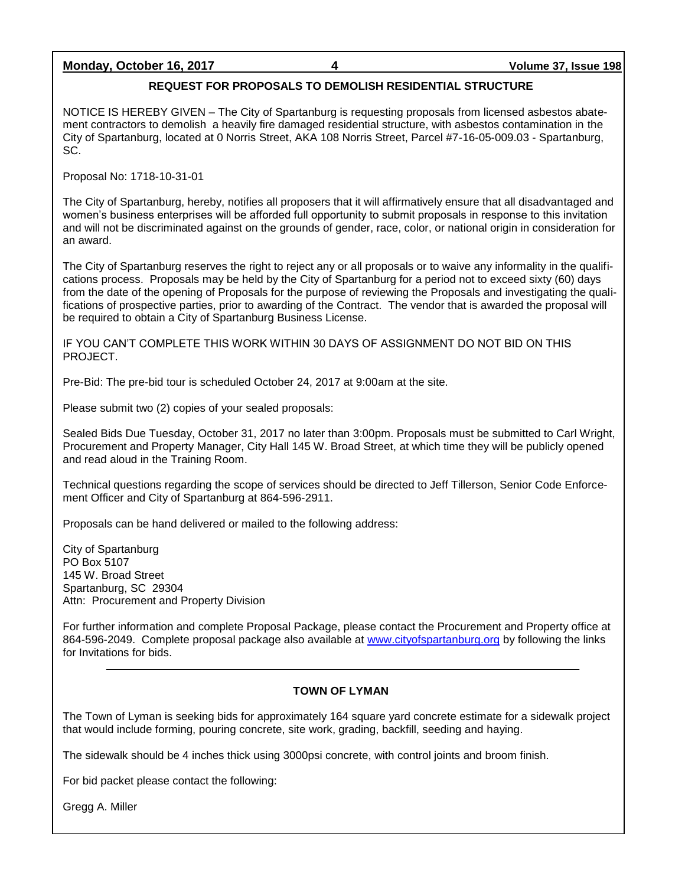## REQUEST FOR PROPOSALS TO DEMOLISH RESIDENTIAL STRUCTURE

NOTICE IS HEREBY GIVEN – The City of Spartanburg is requesting proposals from licensed asbestos abatement contractors to demolish a heavily fire damaged residential structure, with asbestos contamination in the City of Spartanburg, located at 0 Norris Street, AKA 108 Norris Street, Parcel #7-16-05-009.03 - Spartanburg, SC.

Proposal No: 1718-10-31-01

The City of Spartanburg, hereby, notifies all proposers that it will affirmatively ensure that all disadvantaged and women's business enterprises will be afforded full opportunity to submit proposals in response to this invitation and will not be discriminated against on the grounds of gender, race, color, or national origin in consideration for an award.

The City of Spartanburg reserves the right to reject any or all proposals or to waive any informality in the qualifications process. Proposals may be held by the City of Spartanburg for a period not to exceed sixty (60) days from the date of the opening of Proposals for the purpose of reviewing the Proposals and investigating the qualifications of prospective parties, prior to awarding of the Contract. The vendor that is awarded the proposal will be required to obtain a City of Spartanburg Business License.

IF YOU CAN'T COMPLETE THIS WORK WITHIN 30 DAYS OF ASSIGNMENT DO NOT BID ON THIS PROJECT.

Pre-Bid: The pre-bid tour is scheduled October 24, 2017 at 9:00am at the site.

Please submit two (2) copies of your sealed proposals:

Sealed Bids Due Tuesday, October 31, 2017 no later than 3:00pm. Proposals must be submitted to Carl Wright, Procurement and Property Manager, City Hall 145 W. Broad Street, at which time they will be publicly opened and read aloud in the Training Room.

Technical questions regarding the scope of services should be directed to Jeff Tillerson, Senior Code Enforcement Officer and City of Spartanburg at 864-596-2911.

Proposals can be hand delivered or mailed to the following address:

City of Spartanburg
PO Box 5107
145 W. Broad Street
Spartanburg, SC 29304
Attn: Procurement and Property Division

For further information and complete Proposal Package, please contact the Procurement and Property office at 864-596-2049. Complete proposal package also available at www.cityofspartanburg.org by following the links for Invitations for bids.

---

## TOWN OF LYMAN

The Town of Lyman is seeking bids for approximately 164 square yard concrete estimate for a sidewalk project that would include forming, pouring concrete, site work, grading, backfill, seeding and haying.

The sidewalk should be 4 inches thick using 3000psi concrete, with control joints and broom finish.

For bid packet please contact the following:

Gregg A. Miller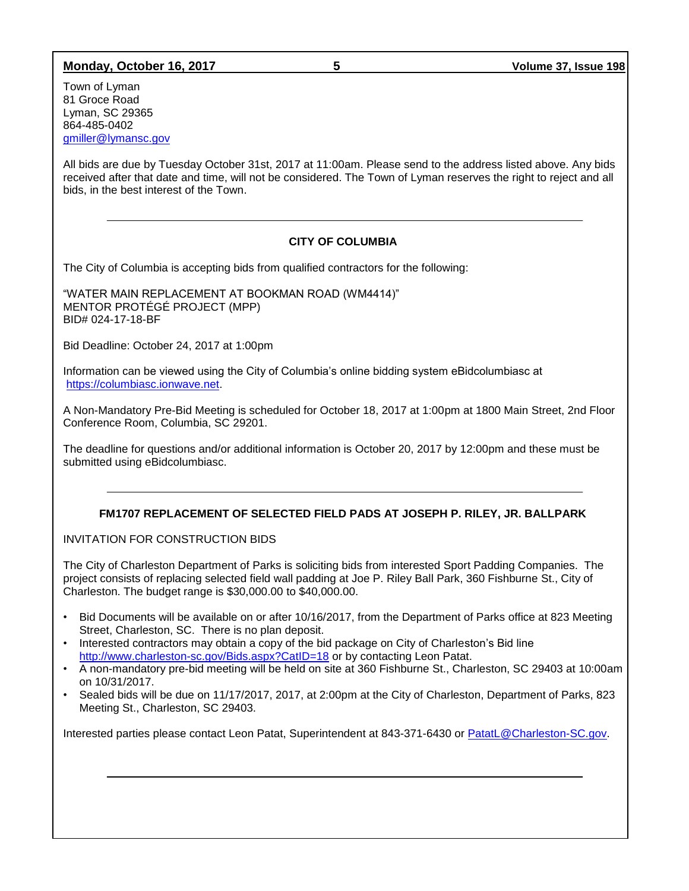Town of Lyman
81 Groce Road
Lyman, SC 29365
864-485-0402
gmiller@lymansc.gov

All bids are due by Tuesday October 31st, 2017 at 11:00am. Please send to the address listed above. Any bids received after that date and time, will not be considered. The Town of Lyman reserves the right to reject and all bids, in the best interest of the Town.

---

### CITY OF COLUMBIA

The City of Columbia is accepting bids from qualified contractors for the following:

"WATER MAIN REPLACEMENT AT BOOKMAN ROAD (WM4414)"
MENTOR PROTÉGÉ PROJECT (MPP)
BID# 024-17-18-BF

Bid Deadline: October 24, 2017 at 1:00pm

Information can be viewed using the City of Columbia's online bidding system eBidcolumbiasc at https://columbiasc.ionwave.net.

A Non-Mandatory Pre-Bid Meeting is scheduled for October 18, 2017 at 1:00pm at 1800 Main Street, 2nd Floor Conference Room, Columbia, SC 29201.

The deadline for questions and/or additional information is October 20, 2017 by 12:00pm and these must be submitted using eBidcolumbiasc.

---

### FM1707 REPLACEMENT OF SELECTED FIELD PADS AT JOSEPH P. RILEY, JR. BALLPARK

INVITATION FOR CONSTRUCTION BIDS

The City of Charleston Department of Parks is soliciting bids from interested Sport Padding Companies. The project consists of replacing selected field wall padding at Joe P. Riley Ball Park, 360 Fishburne St., City of Charleston. The budget range is $30,000.00 to $40,000.00.

- Bid Documents will be available on or after 10/16/2017, from the Department of Parks office at 823 Meeting Street, Charleston, SC. There is no plan deposit.
- Interested contractors may obtain a copy of the bid package on City of Charleston's Bid line http://www.charleston-sc.gov/Bids.aspx?CatID=18 or by contacting Leon Patat.
- A non-mandatory pre-bid meeting will be held on site at 360 Fishburne St., Charleston, SC 29403 at 10:00am on 10/31/2017.
- Sealed bids will be due on 11/17/2017, 2017, at 2:00pm at the City of Charleston, Department of Parks, 823 Meeting St., Charleston, SC 29403.

Interested parties please contact Leon Patat, Superintendent at 843-371-6430 or PatatL@Charleston-SC.gov.

---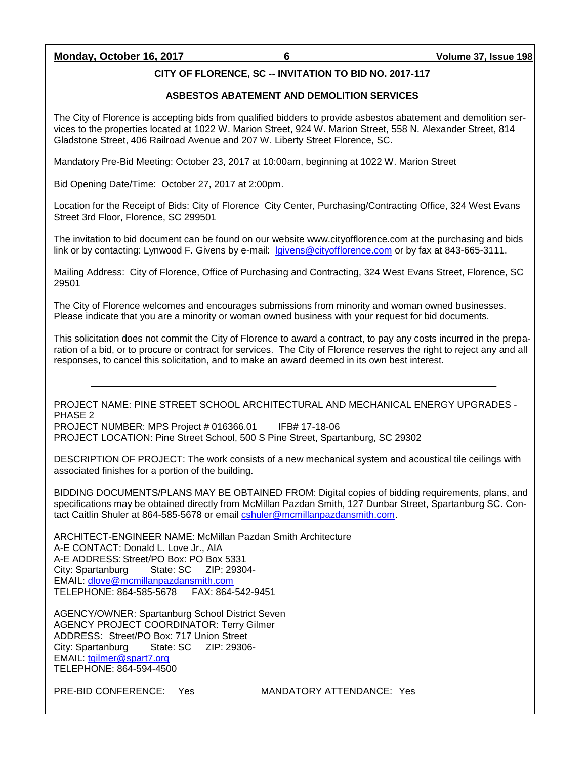## CITY OF FLORENCE, SC -- INVITATION TO BID NO. 2017-117

## ASBESTOS ABATEMENT AND DEMOLITION SERVICES

The City of Florence is accepting bids from qualified bidders to provide asbestos abatement and demolition services to the properties located at 1022 W. Marion Street, 924 W. Marion Street, 558 N. Alexander Street, 814 Gladstone Street, 406 Railroad Avenue and 207 W. Liberty Street Florence, SC.

Mandatory Pre-Bid Meeting: October 23, 2017 at 10:00am, beginning at 1022 W. Marion Street

Bid Opening Date/Time: October 27, 2017 at 2:00pm.

Location for the Receipt of Bids: City of Florence City Center, Purchasing/Contracting Office, 324 West Evans Street 3rd Floor, Florence, SC 299501

The invitation to bid document can be found on our website www.cityofflorence.com at the purchasing and bids link or by contacting: Lynwood F. Givens by e-mail: lgivens@cityofflorence.com or by fax at 843-665-3111.

Mailing Address: City of Florence, Office of Purchasing and Contracting, 324 West Evans Street, Florence, SC 29501

The City of Florence welcomes and encourages submissions from minority and woman owned businesses. Please indicate that you are a minority or woman owned business with your request for bid documents.

This solicitation does not commit the City of Florence to award a contract, to pay any costs incurred in the preparation of a bid, or to procure or contract for services. The City of Florence reserves the right to reject any and all responses, to cancel this solicitation, and to make an award deemed in its own best interest.

---

PROJECT NAME: PINE STREET SCHOOL ARCHITECTURAL AND MECHANICAL ENERGY UPGRADES - PHASE 2
PROJECT NUMBER: MPS Project # 016366.01 IFB# 17-18-06
PROJECT LOCATION: Pine Street School, 500 S Pine Street, Spartanburg, SC 29302

DESCRIPTION OF PROJECT: The work consists of a new mechanical system and acoustical tile ceilings with associated finishes for a portion of the building.

BIDDING DOCUMENTS/PLANS MAY BE OBTAINED FROM: Digital copies of bidding requirements, plans, and specifications may be obtained directly from McMillan Pazdan Smith, 127 Dunbar Street, Spartanburg SC. Contact Caitlin Shuler at 864-585-5678 or email cshuler@mcmillanpazdansmith.com.

ARCHITECT-ENGINEER NAME: McMillan Pazdan Smith Architecture
A-E CONTACT: Donald L. Love Jr., AIA
A-E ADDRESS: Street/PO Box: PO Box 5331
City: Spartanburg State: SC ZIP: 29304-
EMAIL: dlove@mcmillanpazdansmith.com
TELEPHONE: 864-585-5678 FAX: 864-542-9451

AGENCY/OWNER: Spartanburg School District Seven
AGENCY PROJECT COORDINATOR: Terry Gilmer
ADDRESS: Street/PO Box: 717 Union Street
City: Spartanburg State: SC ZIP: 29306-
EMAIL: tgilmer@spart7.org
TELEPHONE: 864-594-4500

PRE-BID CONFERENCE: Yes MANDATORY ATTENDANCE: Yes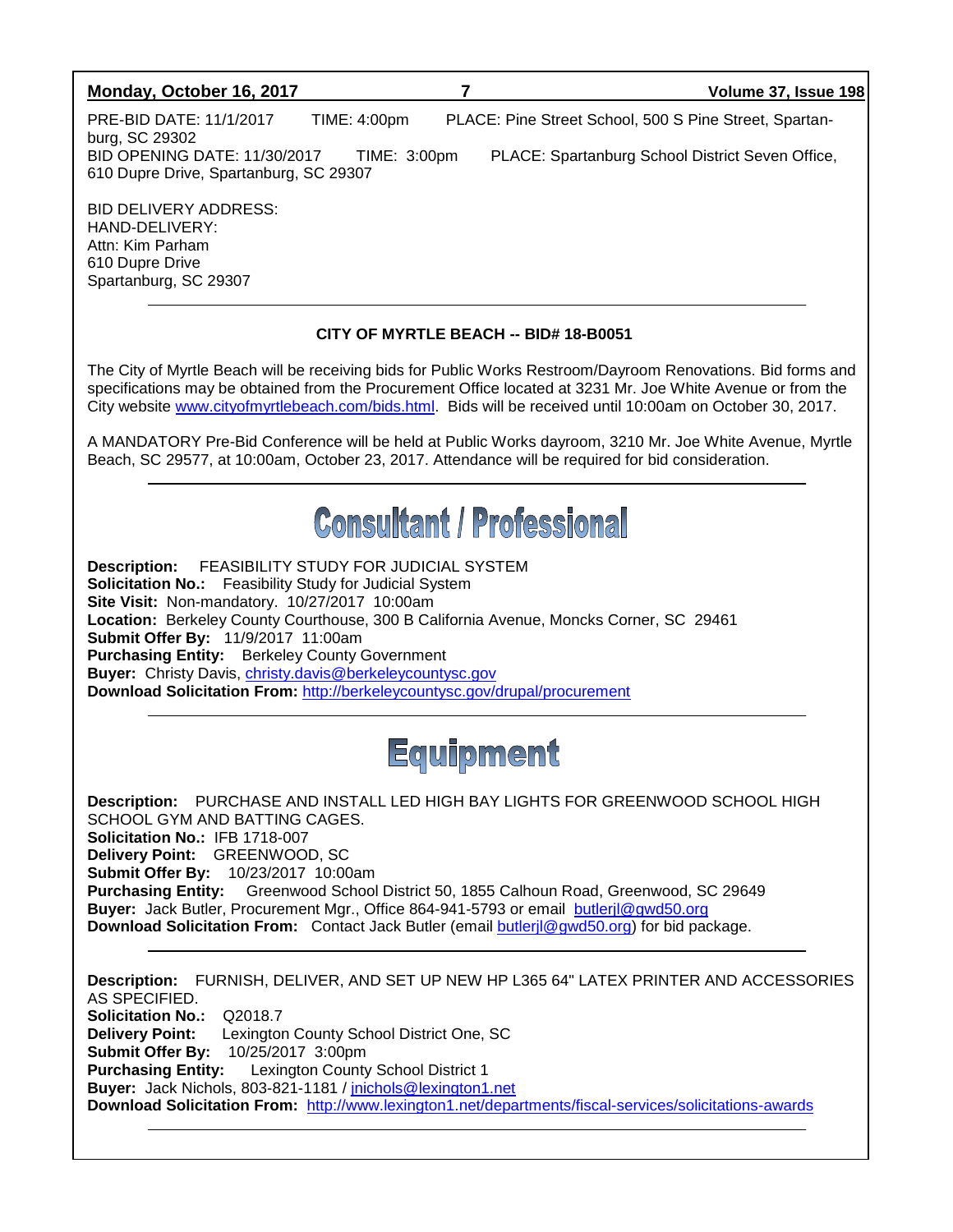PRE-BID DATE: 11/1/2017 TIME: 4:00pm PLACE: Pine Street School, 500 S Pine Street, Spartanburg, SC 29302
BID OPENING DATE: 11/30/2017 TIME: 3:00pm PLACE: Spartanburg School District Seven Office, 610 Dupre Drive, Spartanburg, SC 29307

BID DELIVERY ADDRESS:
HAND-DELIVERY:
Attn: Kim Parham
610 Dupre Drive
Spartanburg, SC 29307

---

**CITY OF MYRTLE BEACH -- BID# 18-B0051**

The City of Myrtle Beach will be receiving bids for Public Works Restroom/Dayroom Renovations. Bid forms and specifications may be obtained from the Procurement Office located at 3231 Mr. Joe White Avenue or from the City website www.cityofmyrtlebeach.com/bids.html. Bids will be received until 10:00am on October 30, 2017.

A MANDATORY Pre-Bid Conference will be held at Public Works dayroom, 3210 Mr. Joe White Avenue, Myrtle Beach, SC 29577, at 10:00am, October 23, 2017. Attendance will be required for bid consideration.

---

# Consultant / Professional

**Description:** FEASIBILITY STUDY FOR JUDICIAL SYSTEM
**Solicitation No.:** Feasibility Study for Judicial System
**Site Visit:** Non-mandatory. 10/27/2017 10:00am
**Location:** Berkeley County Courthouse, 300 B California Avenue, Moncks Corner, SC 29461
**Submit Offer By:** 11/9/2017 11:00am
**Purchasing Entity:** Berkeley County Government
**Buyer:** Christy Davis, christy.davis@berkeleycountysc.gov
**Download Solicitation From:** http://berkeleycountysc.gov/drupal/procurement

---

# Equipment

**Description:** PURCHASE AND INSTALL LED HIGH BAY LIGHTS FOR GREENWOOD SCHOOL HIGH SCHOOL GYM AND BATTING CAGES.
**Solicitation No.:** IFB 1718-007
**Delivery Point:** GREENWOOD, SC
**Submit Offer By:** 10/23/2017 10:00am
**Purchasing Entity:** Greenwood School District 50, 1855 Calhoun Road, Greenwood, SC 29649
**Buyer:** Jack Butler, Procurement Mgr., Office 864-941-5793 or email butlerjl@gwd50.org
**Download Solicitation From:** Contact Jack Butler (email butlerjl@gwd50.org) for bid package.

---

**Description:** FURNISH, DELIVER, AND SET UP NEW HP L365 64" LATEX PRINTER AND ACCESSORIES AS SPECIFIED.
**Solicitation No.:** Q2018.7
**Delivery Point:** Lexington County School District One, SC
**Submit Offer By:** 10/25/2017 3:00pm
**Purchasing Entity:** Lexington County School District 1
**Buyer:** Jack Nichols, 803-821-1181 / jnichols@lexington1.net
**Download Solicitation From:** http://www.lexington1.net/departments/fiscal-services/solicitations-awards

---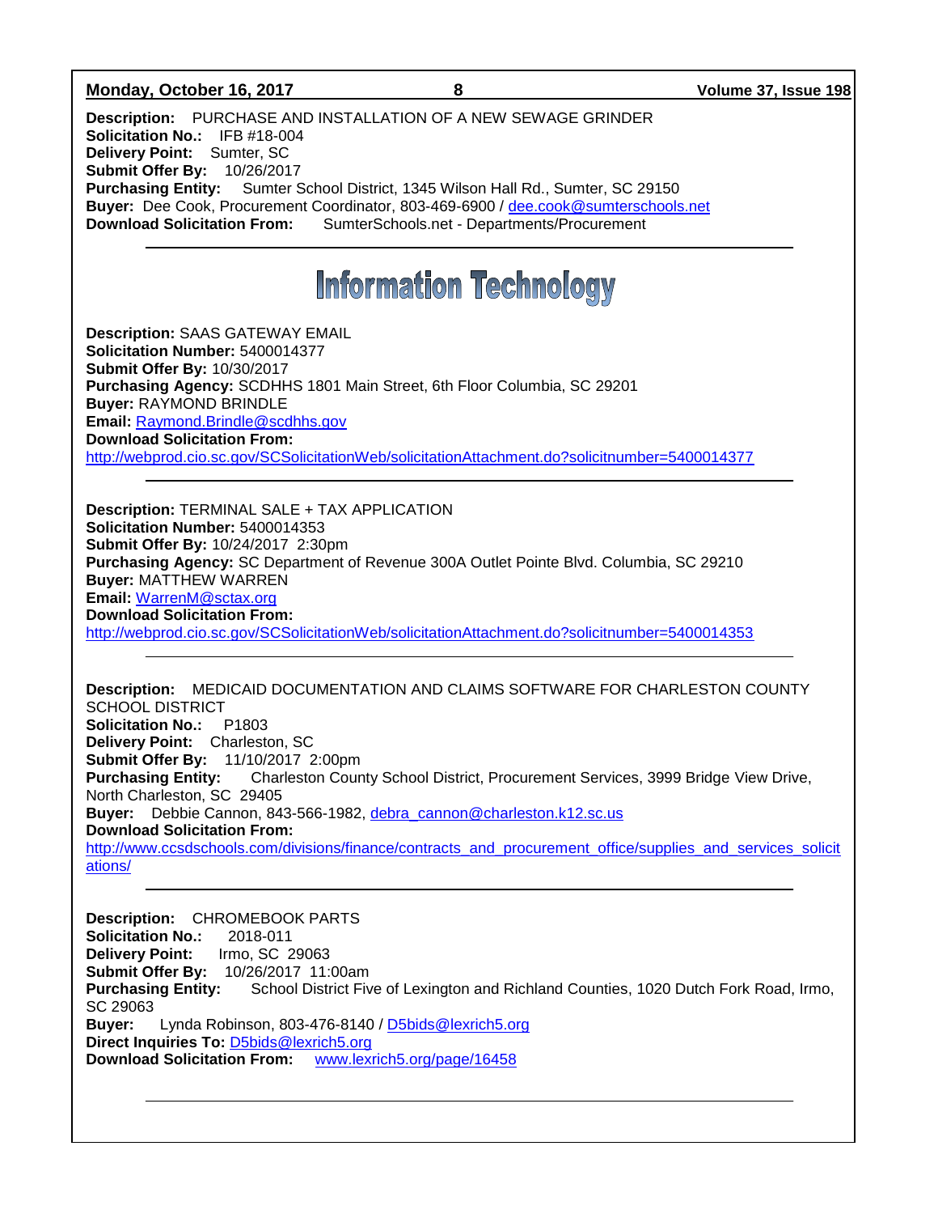**Description:** PURCHASE AND INSTALLATION OF A NEW SEWAGE GRINDER
**Solicitation No.:** IFB #18-004
**Delivery Point:** Sumter, SC
**Submit Offer By:** 10/26/2017
**Purchasing Entity:** Sumter School District, 1345 Wilson Hall Rd., Sumter, SC 29150
**Buyer:** Dee Cook, Procurement Coordinator, 803-469-6900 / dee.cook@sumterschools.net
**Download Solicitation From:** SumterSchools.net - Departments/Procurement

---

# Information Technology

**Description:** SAAS GATEWAY EMAIL
**Solicitation Number:** 5400014377
**Submit Offer By:** 10/30/2017
**Purchasing Agency:** SCDHHS 1801 Main Street, 6th Floor Columbia, SC 29201
**Buyer:** RAYMOND BRINDLE
**Email:** Raymond.Brindle@scdhhs.gov
**Download Solicitation From:**
http://webprod.cio.sc.gov/SCSolicitationWeb/solicitationAttachment.do?solicitnumber=5400014377

---

**Description:** TERMINAL SALE + TAX APPLICATION
**Solicitation Number:** 5400014353
**Submit Offer By:** 10/24/2017 2:30pm
**Purchasing Agency:** SC Department of Revenue 300A Outlet Pointe Blvd. Columbia, SC 29210
**Buyer:** MATTHEW WARREN
**Email:** WarrenM@sctax.org
**Download Solicitation From:**
http://webprod.cio.sc.gov/SCSolicitationWeb/solicitationAttachment.do?solicitnumber=5400014353

---

**Description:** MEDICAID DOCUMENTATION AND CLAIMS SOFTWARE FOR CHARLESTON COUNTY SCHOOL DISTRICT
**Solicitation No.:** P1803
**Delivery Point:** Charleston, SC
**Submit Offer By:** 11/10/2017 2:00pm
**Purchasing Entity:** Charleston County School District, Procurement Services, 3999 Bridge View Drive, North Charleston, SC 29405
**Buyer:** Debbie Cannon, 843-566-1982, debra_cannon@charleston.k12.sc.us
**Download Solicitation From:**
http://www.ccsdschools.com/divisions/finance/contracts_and_procurement_office/supplies_and_services_solicitations/

---

**Description:** CHROMEBOOK PARTS
**Solicitation No.:** 2018-011
**Delivery Point:** Irmo, SC 29063
**Submit Offer By:** 10/26/2017 11:00am
**Purchasing Entity:** School District Five of Lexington and Richland Counties, 1020 Dutch Fork Road, Irmo, SC 29063
**Buyer:** Lynda Robinson, 803-476-8140 / D5bids@lexrich5.org
**Direct Inquiries To:** D5bids@lexrich5.org
**Download Solicitation From:** www.lexrich5.org/page/16458

---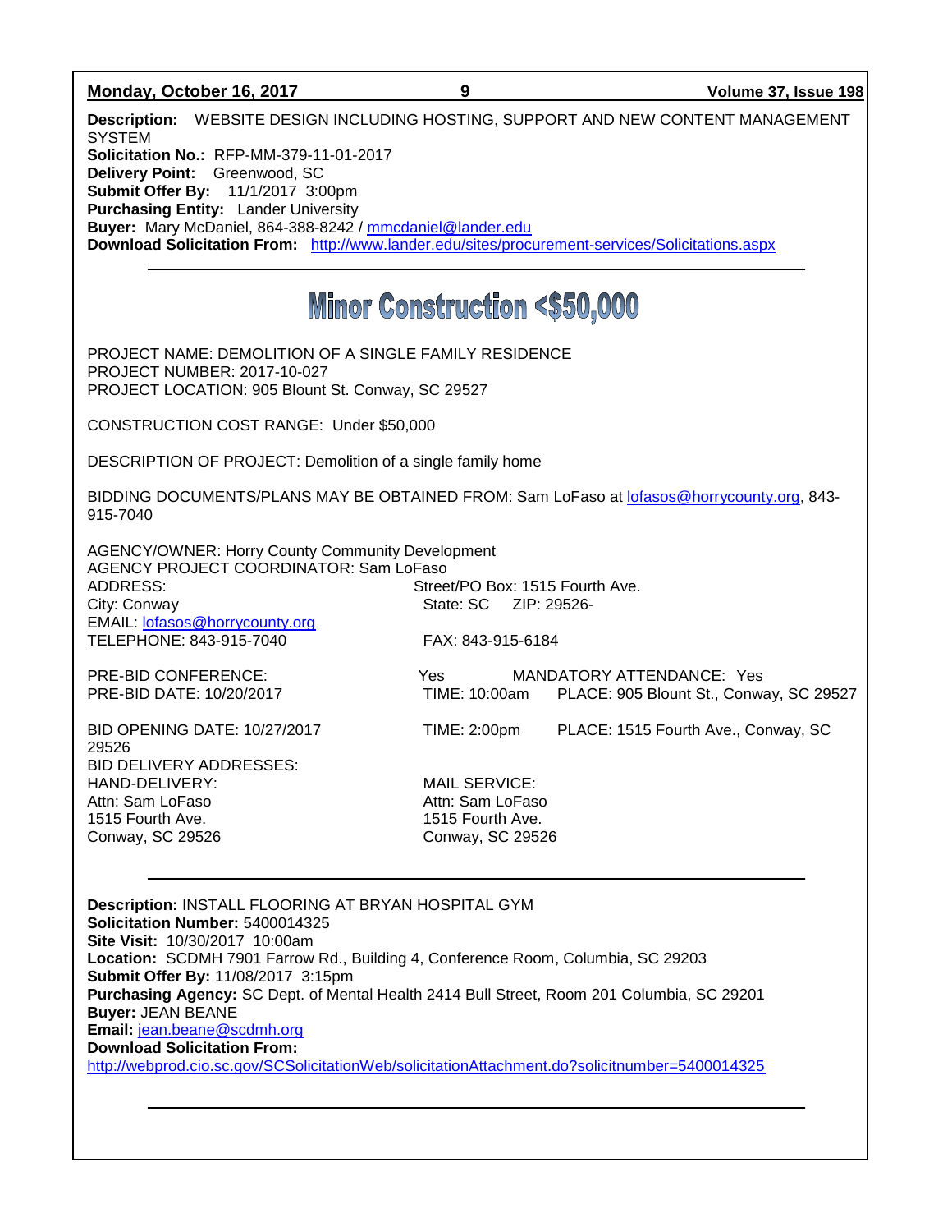**Description:** WEBSITE DESIGN INCLUDING HOSTING, SUPPORT AND NEW CONTENT MANAGEMENT SYSTEM
**Solicitation No.:** RFP-MM-379-11-01-2017
**Delivery Point:** Greenwood, SC
**Submit Offer By:** 11/1/2017 3:00pm
**Purchasing Entity:** Lander University
**Buyer:** Mary McDaniel, 864-388-8242 / mmcdaniel@lander.edu
**Download Solicitation From:** http://www.lander.edu/sites/procurement-services/Solicitations.aspx

---

# Minor Construction <$50,000

PROJECT NAME: DEMOLITION OF A SINGLE FAMILY RESIDENCE
PROJECT NUMBER: 2017-10-027
PROJECT LOCATION: 905 Blount St. Conway, SC 29527

CONSTRUCTION COST RANGE: Under $50,000

DESCRIPTION OF PROJECT: Demolition of a single family home

BIDDING DOCUMENTS/PLANS MAY BE OBTAINED FROM: Sam LoFaso at lofasos@horrycounty.org, 843-915-7040

AGENCY/OWNER: Horry County Community Development
AGENCY PROJECT COORDINATOR: Sam LoFaso
ADDRESS: Street/PO Box: 1515 Fourth Ave.
City: Conway State: SC ZIP: 29526-
EMAIL: lofasos@horrycounty.org
TELEPHONE: 843-915-7040 FAX: 843-915-6184

PRE-BID CONFERENCE: Yes MANDATORY ATTENDANCE: Yes
PRE-BID DATE: 10/20/2017 TIME: 10:00am PLACE: 905 Blount St., Conway, SC 29527

BID OPENING DATE: 10/27/2017 TIME: 2:00pm PLACE: 1515 Fourth Ave., Conway, SC 29526

BID DELIVERY ADDRESSES:

HAND-DELIVERY:
Attn: Sam LoFaso
1515 Fourth Ave.
Conway, SC 29526

MAIL SERVICE:
Attn: Sam LoFaso
1515 Fourth Ave.
Conway, SC 29526

---

**Description:** INSTALL FLOORING AT BRYAN HOSPITAL GYM
**Solicitation Number:** 5400014325
**Site Visit:** 10/30/2017 10:00am
**Location:** SCDMH 7901 Farrow Rd., Building 4, Conference Room, Columbia, SC 29203
**Submit Offer By:** 11/08/2017 3:15pm
**Purchasing Agency:** SC Dept. of Mental Health 2414 Bull Street, Room 201 Columbia, SC 29201
**Buyer:** JEAN BEANE
**Email:** jean.beane@scdmh.org
**Download Solicitation From:**
http://webprod.cio.sc.gov/SCSolicitationWeb/solicitationAttachment.do?solicitnumber=5400014325

---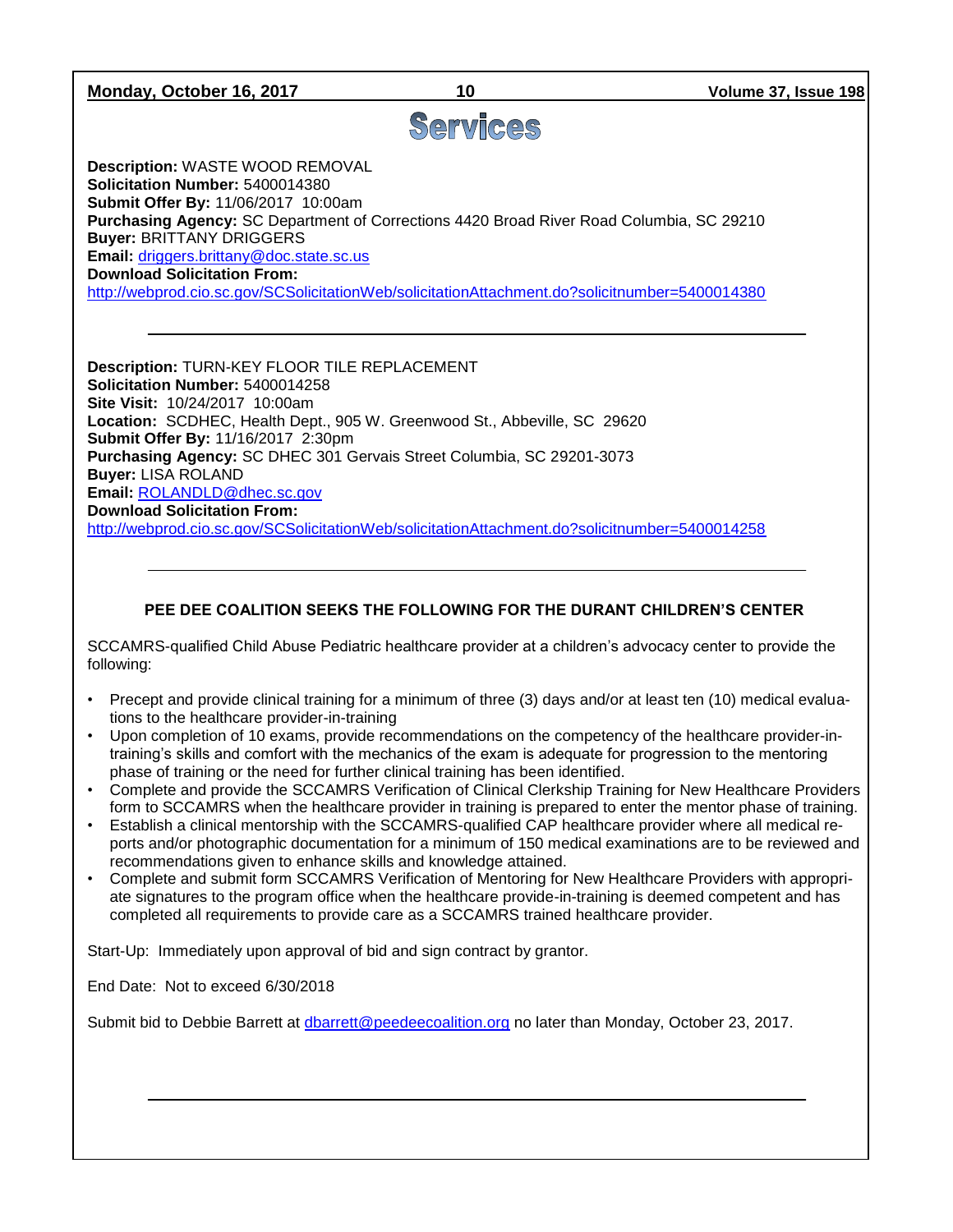# Services

**Description:** WASTE WOOD REMOVAL
**Solicitation Number:** 5400014380
**Submit Offer By:** 11/06/2017 10:00am
**Purchasing Agency:** SC Department of Corrections 4420 Broad River Road Columbia, SC 29210
**Buyer:** BRITTANY DRIGGERS
**Email:** driggers.brittany@doc.state.sc.us
**Download Solicitation From:**
http://webprod.cio.sc.gov/SCSolicitationWeb/solicitationAttachment.do?solicitnumber=5400014380

---

**Description:** TURN-KEY FLOOR TILE REPLACEMENT
**Solicitation Number:** 5400014258
**Site Visit:** 10/24/2017 10:00am
**Location:** SCDHEC, Health Dept., 905 W. Greenwood St., Abbeville, SC 29620
**Submit Offer By:** 11/16/2017 2:30pm
**Purchasing Agency:** SC DHEC 301 Gervais Street Columbia, SC 29201-3073
**Buyer:** LISA ROLAND
**Email:** ROLANDLD@dhec.sc.gov
**Download Solicitation From:**
http://webprod.cio.sc.gov/SCSolicitationWeb/solicitationAttachment.do?solicitnumber=5400014258

---

**PEE DEE COALITION SEEKS THE FOLLOWING FOR THE DURANT CHILDREN'S CENTER**

SCCAMRS-qualified Child Abuse Pediatric healthcare provider at a children's advocacy center to provide the following:

- Precept and provide clinical training for a minimum of three (3) days and/or at least ten (10) medical evaluations to the healthcare provider-in-training
- Upon completion of 10 exams, provide recommendations on the competency of the healthcare provider-in-training's skills and comfort with the mechanics of the exam is adequate for progression to the mentoring phase of training or the need for further clinical training has been identified.
- Complete and provide the SCCAMRS Verification of Clinical Clerkship Training for New Healthcare Providers form to SCCAMRS when the healthcare provider in training is prepared to enter the mentor phase of training.
- Establish a clinical mentorship with the SCCAMRS-qualified CAP healthcare provider where all medical reports and/or photographic documentation for a minimum of 150 medical examinations are to be reviewed and recommendations given to enhance skills and knowledge attained.
- Complete and submit form SCCAMRS Verification of Mentoring for New Healthcare Providers with appropriate signatures to the program office when the healthcare provide-in-training is deemed competent and has completed all requirements to provide care as a SCCAMRS trained healthcare provider.

Start-Up: Immediately upon approval of bid and sign contract by grantor.

End Date: Not to exceed 6/30/2018

Submit bid to Debbie Barrett at dbarrett@peedeecoalition.org no later than Monday, October 23, 2017.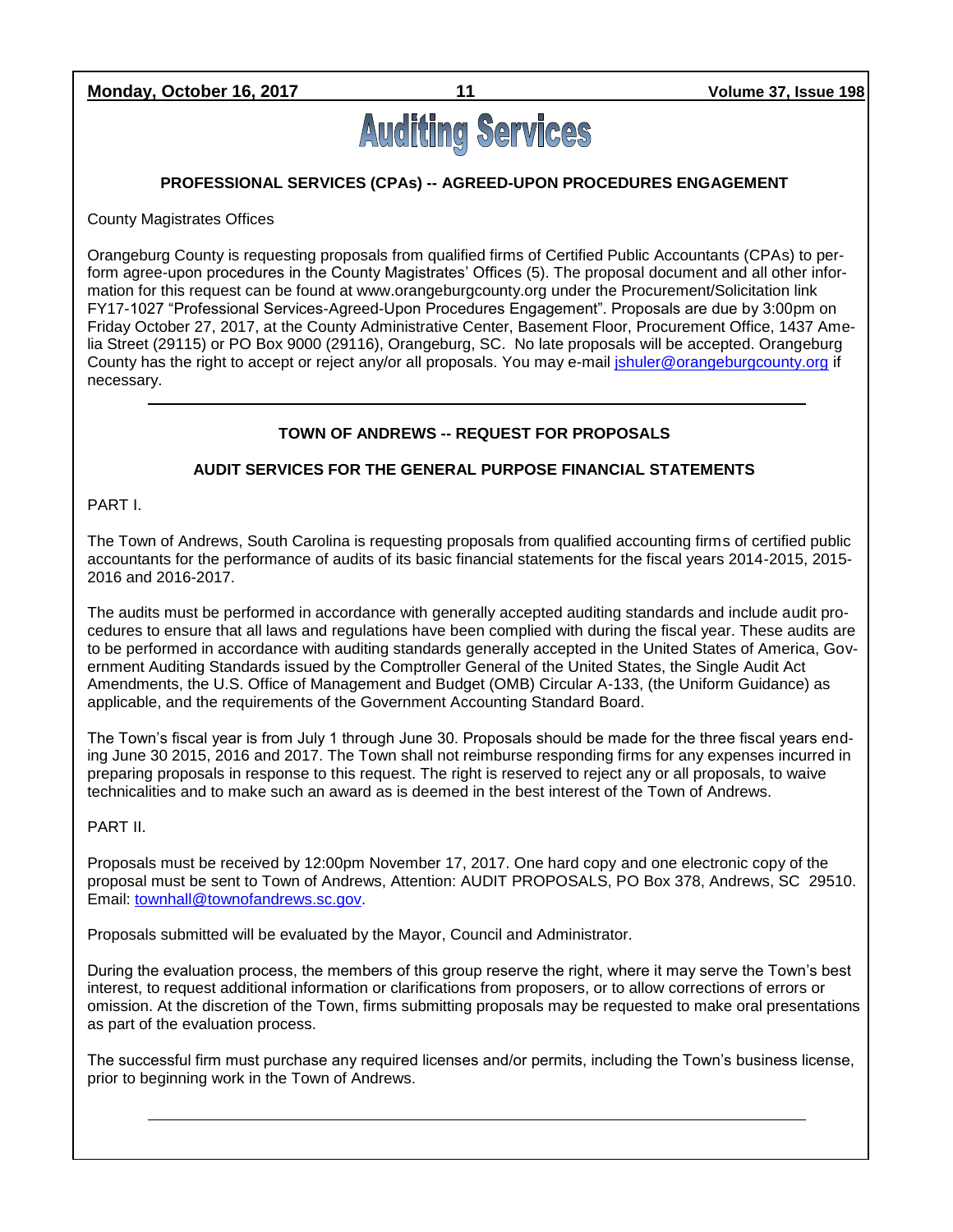# Auditing Services

## PROFESSIONAL SERVICES (CPAs) -- AGREED-UPON PROCEDURES ENGAGEMENT

County Magistrates Offices

Orangeburg County is requesting proposals from qualified firms of Certified Public Accountants (CPAs) to perform agree-upon procedures in the County Magistrates' Offices (5). The proposal document and all other information for this request can be found at www.orangeburgcounty.org under the Procurement/Solicitation link FY17-1027 "Professional Services-Agreed-Upon Procedures Engagement". Proposals are due by 3:00pm on Friday October 27, 2017, at the County Administrative Center, Basement Floor, Procurement Office, 1437 Amelia Street (29115) or PO Box 9000 (29116), Orangeburg, SC. No late proposals will be accepted. Orangeburg County has the right to accept or reject any/or all proposals. You may e-mail jshuler@orangeburgcounty.org if necessary.

---

## TOWN OF ANDREWS -- REQUEST FOR PROPOSALS

### AUDIT SERVICES FOR THE GENERAL PURPOSE FINANCIAL STATEMENTS

PART I.

The Town of Andrews, South Carolina is requesting proposals from qualified accounting firms of certified public accountants for the performance of audits of its basic financial statements for the fiscal years 2014-2015, 2015-2016 and 2016-2017.

The audits must be performed in accordance with generally accepted auditing standards and include audit procedures to ensure that all laws and regulations have been complied with during the fiscal year. These audits are to be performed in accordance with auditing standards generally accepted in the United States of America, Government Auditing Standards issued by the Comptroller General of the United States, the Single Audit Act Amendments, the U.S. Office of Management and Budget (OMB) Circular A-133, (the Uniform Guidance) as applicable, and the requirements of the Government Accounting Standard Board.

The Town's fiscal year is from July 1 through June 30. Proposals should be made for the three fiscal years ending June 30 2015, 2016 and 2017. The Town shall not reimburse responding firms for any expenses incurred in preparing proposals in response to this request. The right is reserved to reject any or all proposals, to waive technicalities and to make such an award as is deemed in the best interest of the Town of Andrews.

PART II.

Proposals must be received by 12:00pm November 17, 2017. One hard copy and one electronic copy of the proposal must be sent to Town of Andrews, Attention: AUDIT PROPOSALS, PO Box 378, Andrews, SC 29510. Email: townhall@townofandrews.sc.gov.

Proposals submitted will be evaluated by the Mayor, Council and Administrator.

During the evaluation process, the members of this group reserve the right, where it may serve the Town's best interest, to request additional information or clarifications from proposers, or to allow corrections of errors or omission. At the discretion of the Town, firms submitting proposals may be requested to make oral presentations as part of the evaluation process.

The successful firm must purchase any required licenses and/or permits, including the Town's business license, prior to beginning work in the Town of Andrews.

---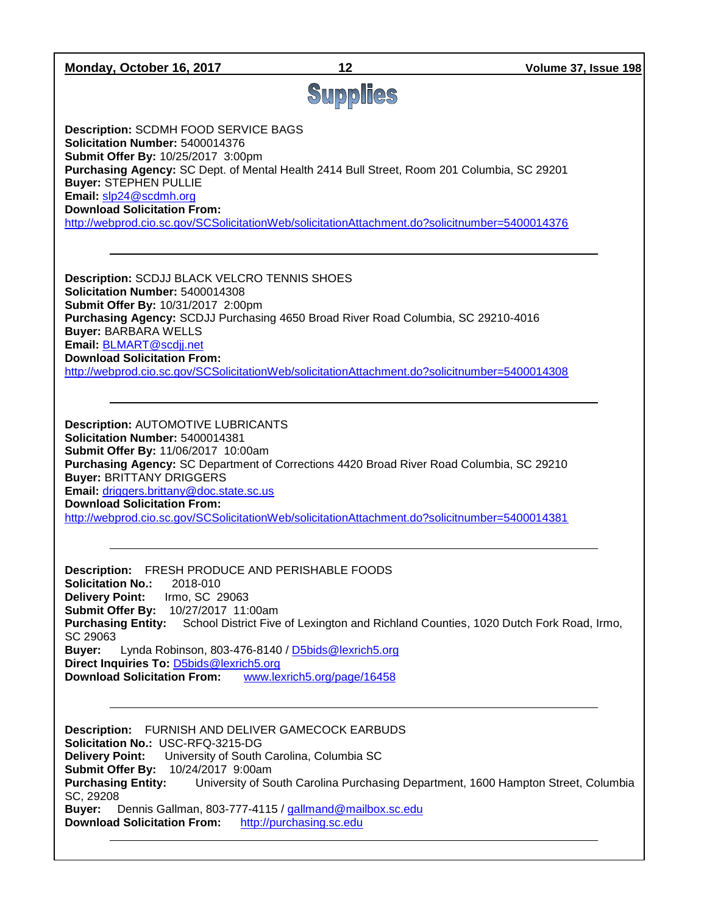# Supplies

**Description:** SCDMH FOOD SERVICE BAGS
**Solicitation Number:** 5400014376
**Submit Offer By:** 10/25/2017 3:00pm
**Purchasing Agency:** SC Dept. of Mental Health 2414 Bull Street, Room 201 Columbia, SC 29201
**Buyer:** STEPHEN PULLIE
**Email:** slp24@scdmh.org
**Download Solicitation From:**
http://webprod.cio.sc.gov/SCSolicitationWeb/solicitationAttachment.do?solicitnumber=5400014376

---

**Description:** SCDJJ BLACK VELCRO TENNIS SHOES
**Solicitation Number:** 5400014308
**Submit Offer By:** 10/31/2017 2:00pm
**Purchasing Agency:** SCDJJ Purchasing 4650 Broad River Road Columbia, SC 29210-4016
**Buyer:** BARBARA WELLS
**Email:** BLMART@scdjj.net
**Download Solicitation From:**
http://webprod.cio.sc.gov/SCSolicitationWeb/solicitationAttachment.do?solicitnumber=5400014308

---

**Description:** AUTOMOTIVE LUBRICANTS
**Solicitation Number:** 5400014381
**Submit Offer By:** 11/06/2017 10:00am
**Purchasing Agency:** SC Department of Corrections 4420 Broad River Road Columbia, SC 29210
**Buyer:** BRITTANY DRIGGERS
**Email:** driggers.brittany@doc.state.sc.us
**Download Solicitation From:**
http://webprod.cio.sc.gov/SCSolicitationWeb/solicitationAttachment.do?solicitnumber=5400014381

---

**Description:** FRESH PRODUCE AND PERISHABLE FOODS
**Solicitation No.:** 2018-010
**Delivery Point:** Irmo, SC 29063
**Submit Offer By:** 10/27/2017 11:00am
**Purchasing Entity:** School District Five of Lexington and Richland Counties, 1020 Dutch Fork Road, Irmo, SC 29063
**Buyer:** Lynda Robinson, 803-476-8140 / D5bids@lexrich5.org
**Direct Inquiries To:** D5bids@lexrich5.org
**Download Solicitation From:** www.lexrich5.org/page/16458

---

**Description:** FURNISH AND DELIVER GAMECOCK EARBUDS
**Solicitation No.:** USC-RFQ-3215-DG
**Delivery Point:** University of South Carolina, Columbia SC
**Submit Offer By:** 10/24/2017 9:00am
**Purchasing Entity:** University of South Carolina Purchasing Department, 1600 Hampton Street, Columbia SC, 29208
**Buyer:** Dennis Gallman, 803-777-4115 / gallmand@mailbox.sc.edu
**Download Solicitation From:** http://purchasing.sc.edu

---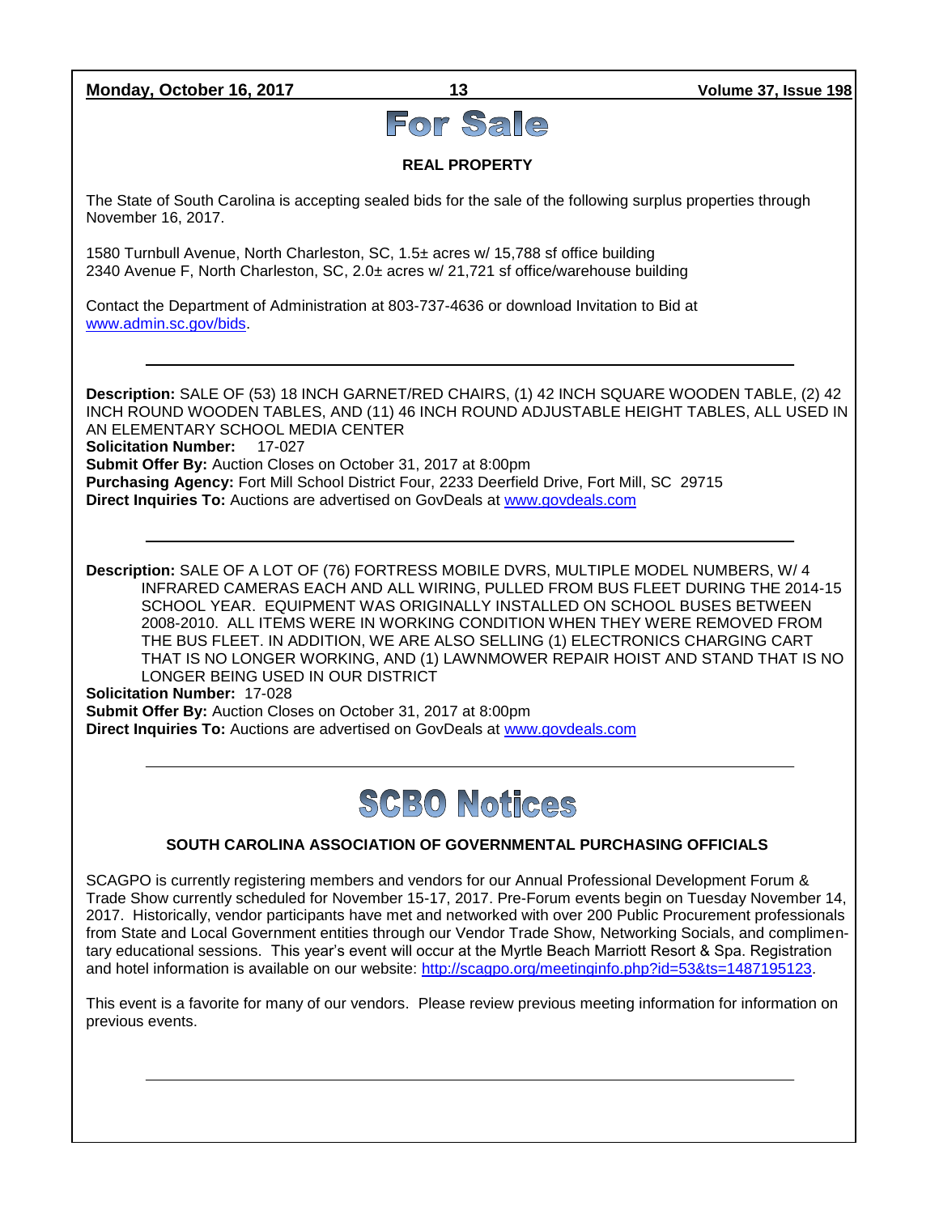# For Sale

## REAL PROPERTY

The State of South Carolina is accepting sealed bids for the sale of the following surplus properties through November 16, 2017.

1580 Turnbull Avenue, North Charleston, SC, 1.5± acres w/ 15,788 sf office building
2340 Avenue F, North Charleston, SC, 2.0± acres w/ 21,721 sf office/warehouse building

Contact the Department of Administration at 803-737-4636 or download Invitation to Bid at www.admin.sc.gov/bids.

---

**Description:** SALE OF (53) 18 INCH GARNET/RED CHAIRS, (1) 42 INCH SQUARE WOODEN TABLE, (2) 42 INCH ROUND WOODEN TABLES, AND (11) 46 INCH ROUND ADJUSTABLE HEIGHT TABLES, ALL USED IN AN ELEMENTARY SCHOOL MEDIA CENTER
**Solicitation Number:** 17-027
**Submit Offer By:** Auction Closes on October 31, 2017 at 8:00pm
**Purchasing Agency:** Fort Mill School District Four, 2233 Deerfield Drive, Fort Mill, SC 29715
**Direct Inquiries To:** Auctions are advertised on GovDeals at www.govdeals.com

---

**Description:** SALE OF A LOT OF (76) FORTRESS MOBILE DVRS, MULTIPLE MODEL NUMBERS, W/ 4 INFRARED CAMERAS EACH AND ALL WIRING, PULLED FROM BUS FLEET DURING THE 2014-15 SCHOOL YEAR. EQUIPMENT WAS ORIGINALLY INSTALLED ON SCHOOL BUSES BETWEEN 2008-2010. ALL ITEMS WERE IN WORKING CONDITION WHEN THEY WERE REMOVED FROM THE BUS FLEET. IN ADDITION, WE ARE ALSO SELLING (1) ELECTRONICS CHARGING CART THAT IS NO LONGER WORKING, AND (1) LAWNMOWER REPAIR HOIST AND STAND THAT IS NO LONGER BEING USED IN OUR DISTRICT
**Solicitation Number:** 17-028
**Submit Offer By:** Auction Closes on October 31, 2017 at 8:00pm
**Direct Inquiries To:** Auctions are advertised on GovDeals at www.govdeals.com

---

# SCBO Notices

## SOUTH CAROLINA ASSOCIATION OF GOVERNMENTAL PURCHASING OFFICIALS

SCAGPO is currently registering members and vendors for our Annual Professional Development Forum & Trade Show currently scheduled for November 15-17, 2017. Pre-Forum events begin on Tuesday November 14, 2017. Historically, vendor participants have met and networked with over 200 Public Procurement professionals from State and Local Government entities through our Vendor Trade Show, Networking Socials, and complimentary educational sessions. This year's event will occur at the Myrtle Beach Marriott Resort & Spa. Registration and hotel information is available on our website: http://scagpo.org/meetinginfo.php?id=53&ts=1487195123.

This event is a favorite for many of our vendors. Please review previous meeting information for information on previous events.

---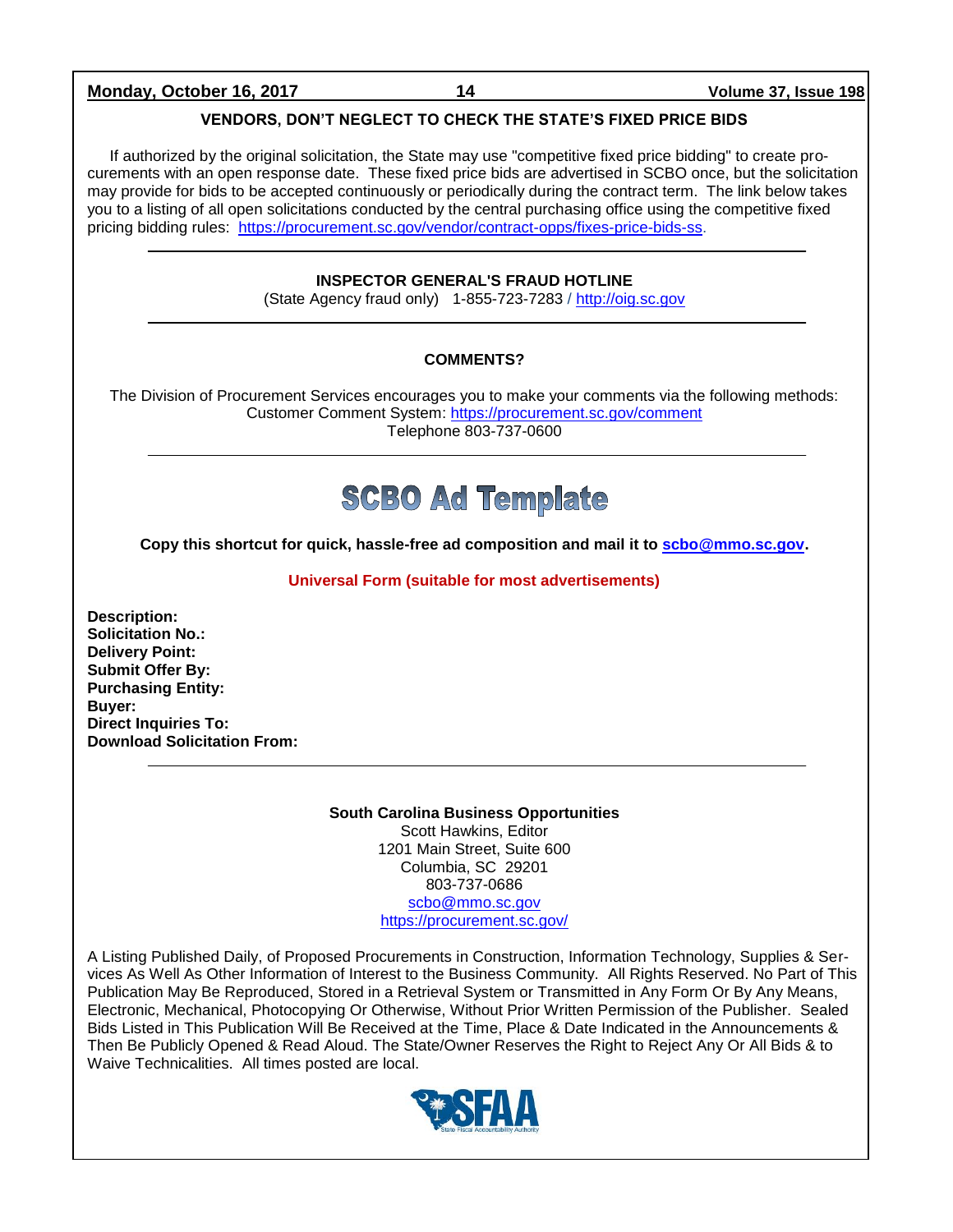## VENDORS, DON'T NEGLECT TO CHECK THE STATE'S FIXED PRICE BIDS

If authorized by the original solicitation, the State may use "competitive fixed price bidding" to create procurements with an open response date. These fixed price bids are advertised in SCBO once, but the solicitation may provide for bids to be accepted continuously or periodically during the contract term. The link below takes you to a listing of all open solicitations conducted by the central purchasing office using the competitive fixed pricing bidding rules: https://procurement.sc.gov/vendor/contract-opps/fixes-price-bids-ss.

---

**INSPECTOR GENERAL'S FRAUD HOTLINE**

(State Agency fraud only) 1-855-723-7283 / http://oig.sc.gov

---

## COMMENTS?

The Division of Procurement Services encourages you to make your comments via the following methods:
Customer Comment System: https://procurement.sc.gov/comment
Telephone 803-737-0600

---

# SCBO Ad Template

**Copy this shortcut for quick, hassle-free ad composition and mail it to scbo@mmo.sc.gov.**

**Universal Form (suitable for most advertisements)**

**Description:**
**Solicitation No.:**
**Delivery Point:**
**Submit Offer By:**
**Purchasing Entity:**
**Buyer:**
**Direct Inquiries To:**
**Download Solicitation From:**

---

**South Carolina Business Opportunities**
Scott Hawkins, Editor
1201 Main Street, Suite 600
Columbia, SC 29201
803-737-0686
scbo@mmo.sc.gov
https://procurement.sc.gov/

A Listing Published Daily, of Proposed Procurements in Construction, Information Technology, Supplies & Services As Well As Other Information of Interest to the Business Community. All Rights Reserved. No Part of This Publication May Be Reproduced, Stored in a Retrieval System or Transmitted in Any Form Or By Any Means, Electronic, Mechanical, Photocopying Or Otherwise, Without Prior Written Permission of the Publisher. Sealed Bids Listed in This Publication Will Be Received at the Time, Place & Date Indicated in the Announcements & Then Be Publicly Opened & Read Aloud. The State/Owner Reserves the Right to Reject Any Or All Bids & to Waive Technicalities. All times posted are local.

SFAA
State Fiscal Accountability Authority